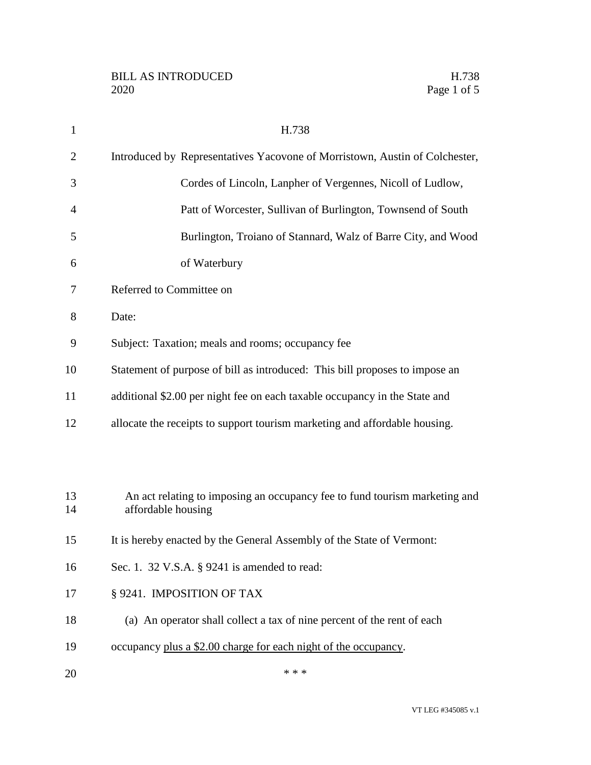BILL AS INTRODUCED H.738
2020

# H.738

Introduced by Representatives Yacovone of Morristown, Austin of Colchester, Cordes of Lincoln, Lanpher of Vergennes, Nicoll of Ludlow, Patt of Worcester, Sullivan of Burlington, Townsend of South Burlington, Troiano of Stannard, Walz of Barre City, and Wood of Waterbury

Referred to Committee on

Date:

Subject: Taxation; meals and rooms; occupancy fee

Statement of purpose of bill as introduced: This bill proposes to impose an additional $2.00 per night fee on each taxable occupancy in the State and allocate the receipts to support tourism marketing and affordable housing.

An act relating to imposing an occupancy fee to fund tourism marketing and affordable housing

It is hereby enacted by the General Assembly of the State of Vermont:

Sec. 1. 32 V.S.A. § 9241 is amended to read:

§ 9241. IMPOSITION OF TAX

(a) An operator shall collect a tax of nine percent of the rent of each occupancy <u>plus a $2.00 charge for each night of the occupancy</u>.

\* \* \*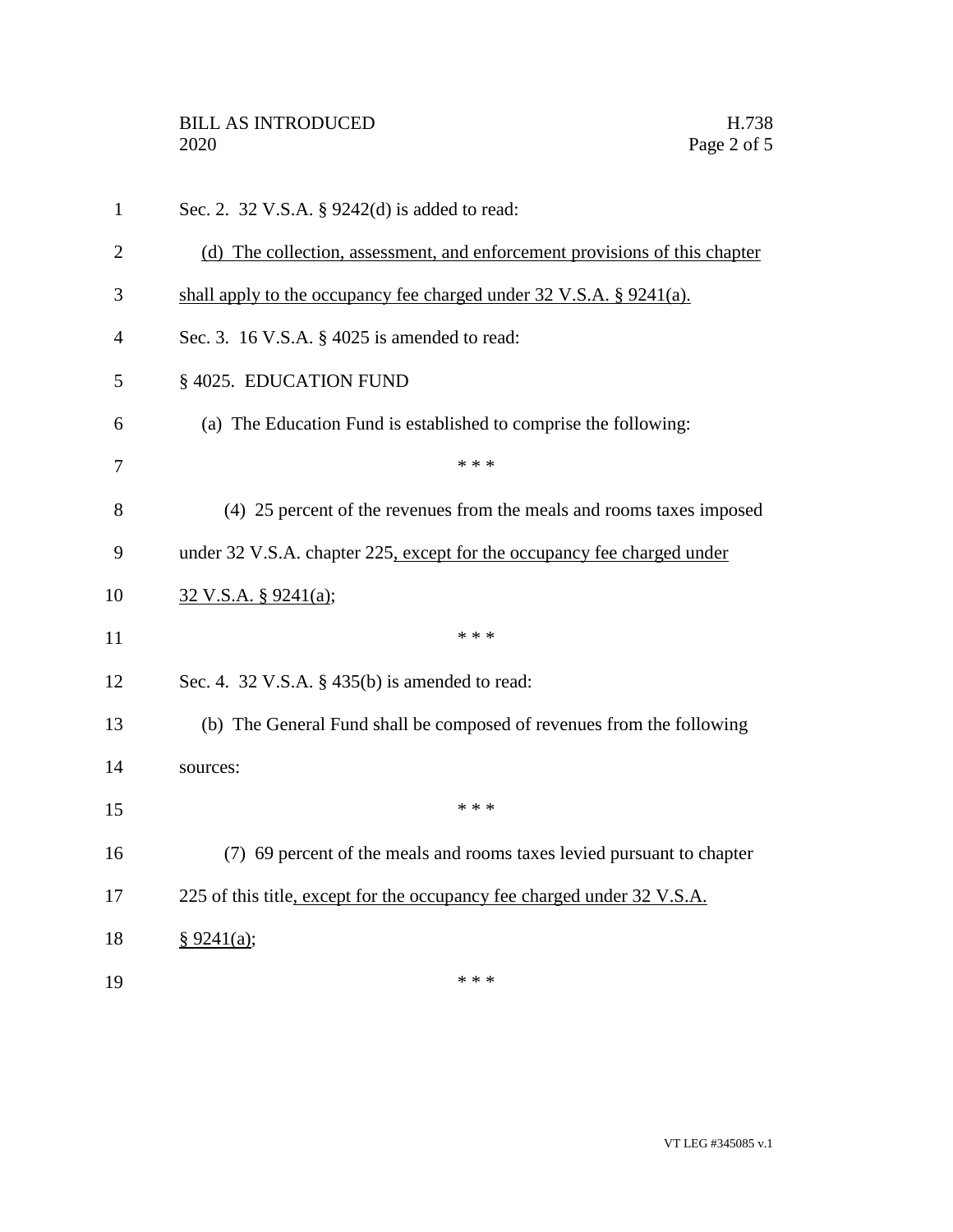Sec. 2. 32 V.S.A. § 9242(d) is added to read:

(d) The collection, assessment, and enforcement provisions of this chapter shall apply to the occupancy fee charged under 32 V.S.A. § 9241(a).

Sec. 3. 16 V.S.A. § 4025 is amended to read:

§ 4025. EDUCATION FUND

(a) The Education Fund is established to comprise the following:

* * *

(4) 25 percent of the revenues from the meals and rooms taxes imposed under 32 V.S.A. chapter 225, except for the occupancy fee charged under 32 V.S.A. § 9241(a);

* * *

Sec. 4. 32 V.S.A. § 435(b) is amended to read:

(b) The General Fund shall be composed of revenues from the following sources:

* * *

(7) 69 percent of the meals and rooms taxes levied pursuant to chapter 225 of this title, except for the occupancy fee charged under 32 V.S.A. § 9241(a);

* * *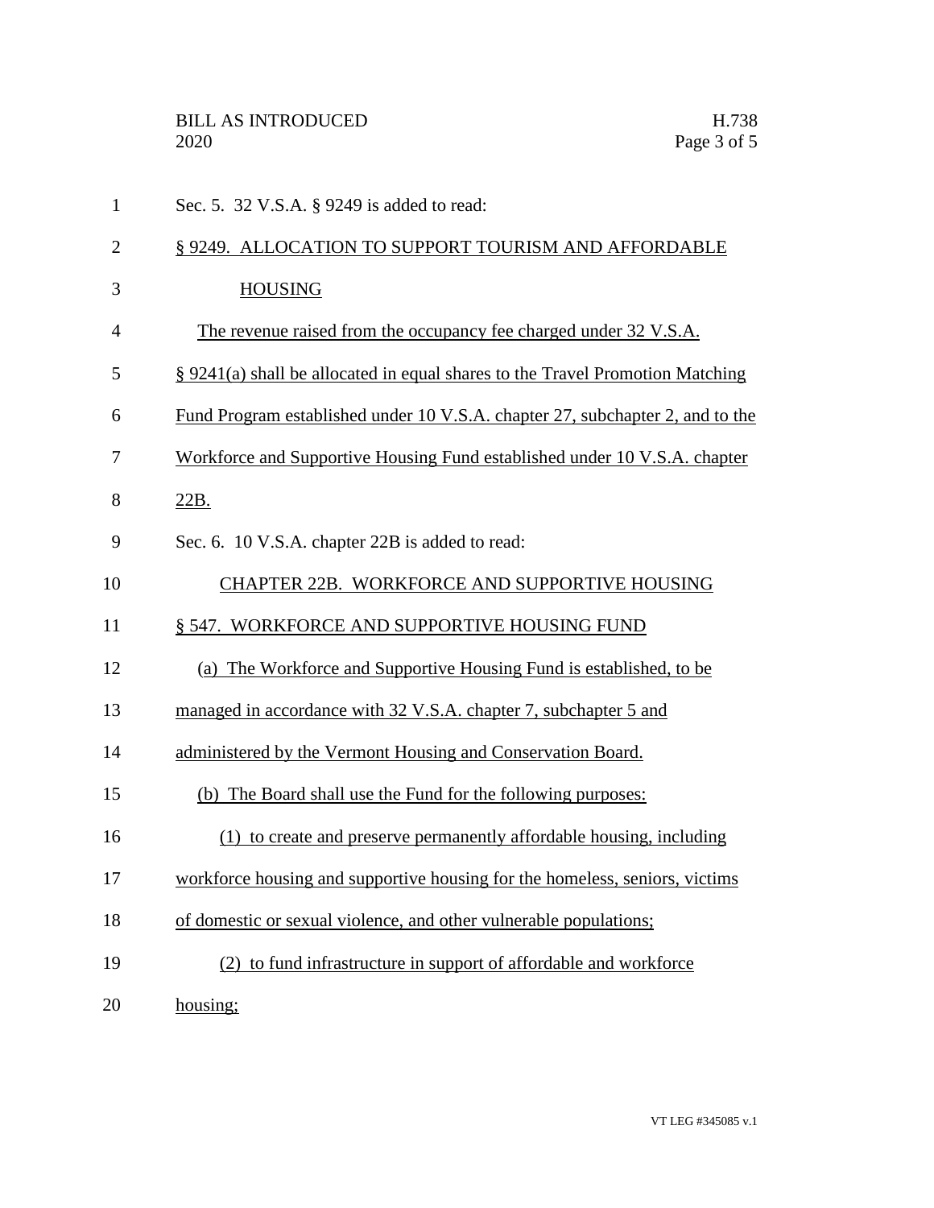Sec. 5. 32 V.S.A. § 9249 is added to read:

§ 9249. ALLOCATION TO SUPPORT TOURISM AND AFFORDABLE HOUSING

The revenue raised from the occupancy fee charged under 32 V.S.A. § 9241(a) shall be allocated in equal shares to the Travel Promotion Matching Fund Program established under 10 V.S.A. chapter 27, subchapter 2, and to the Workforce and Supportive Housing Fund established under 10 V.S.A. chapter 22B.

Sec. 6. 10 V.S.A. chapter 22B is added to read:

CHAPTER 22B. WORKFORCE AND SUPPORTIVE HOUSING

§ 547. WORKFORCE AND SUPPORTIVE HOUSING FUND

(a) The Workforce and Supportive Housing Fund is established, to be managed in accordance with 32 V.S.A. chapter 7, subchapter 5 and administered by the Vermont Housing and Conservation Board.

(b) The Board shall use the Fund for the following purposes:

(1) to create and preserve permanently affordable housing, including workforce housing and supportive housing for the homeless, seniors, victims of domestic or sexual violence, and other vulnerable populations;

(2) to fund infrastructure in support of affordable and workforce housing;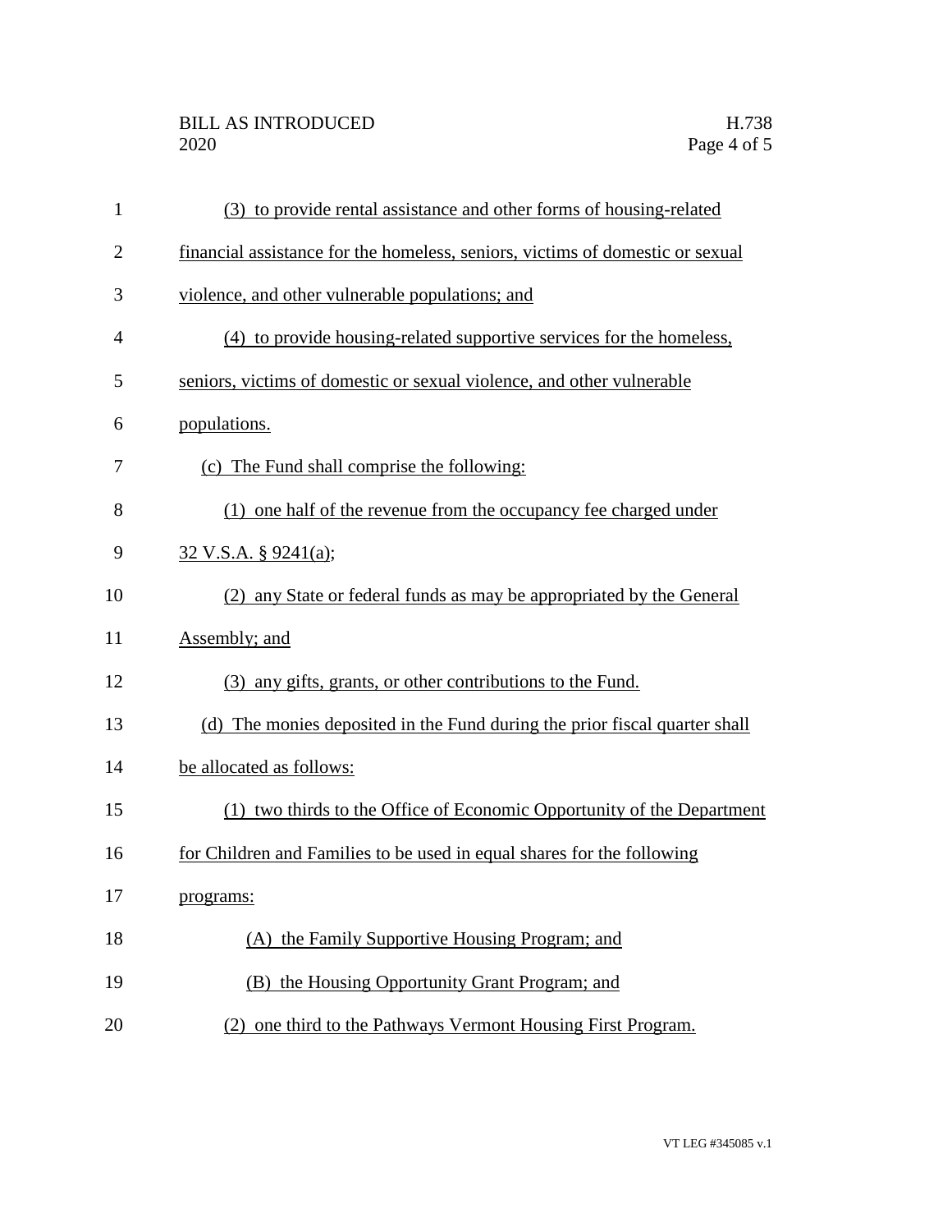(3) to provide rental assistance and other forms of housing-related financial assistance for the homeless, seniors, victims of domestic or sexual violence, and other vulnerable populations; and

(4) to provide housing-related supportive services for the homeless, seniors, victims of domestic or sexual violence, and other vulnerable populations.

(c) The Fund shall comprise the following:

(1) one half of the revenue from the occupancy fee charged under 32 V.S.A. § 9241(a);

(2) any State or federal funds as may be appropriated by the General Assembly; and

(3) any gifts, grants, or other contributions to the Fund.

(d) The monies deposited in the Fund during the prior fiscal quarter shall be allocated as follows:

(1) two thirds to the Office of Economic Opportunity of the Department for Children and Families to be used in equal shares for the following programs:

(A) the Family Supportive Housing Program; and

(B) the Housing Opportunity Grant Program; and

(2) one third to the Pathways Vermont Housing First Program.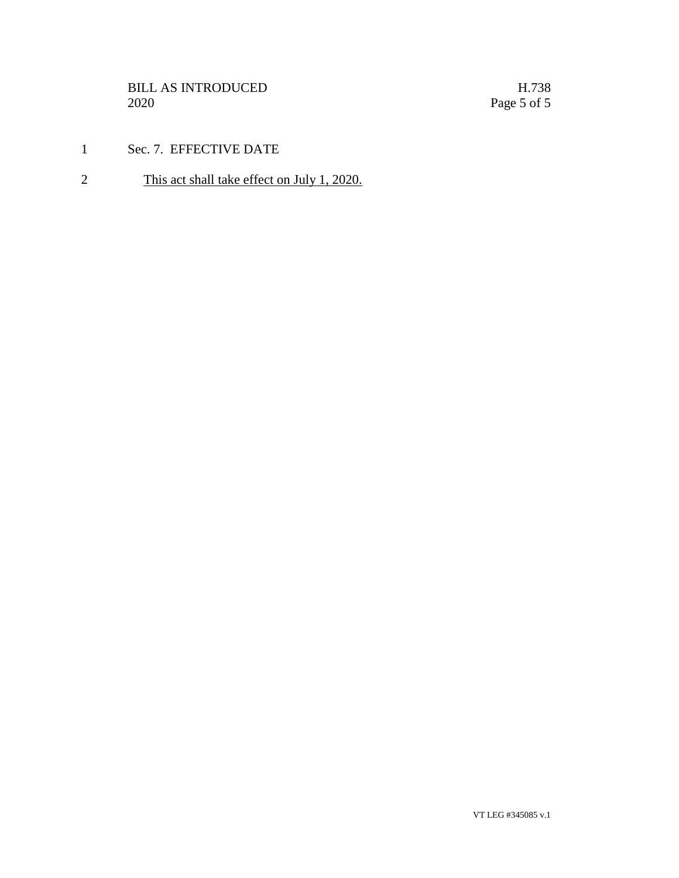Sec. 7. EFFECTIVE DATE

This act shall take effect on July 1, 2020.